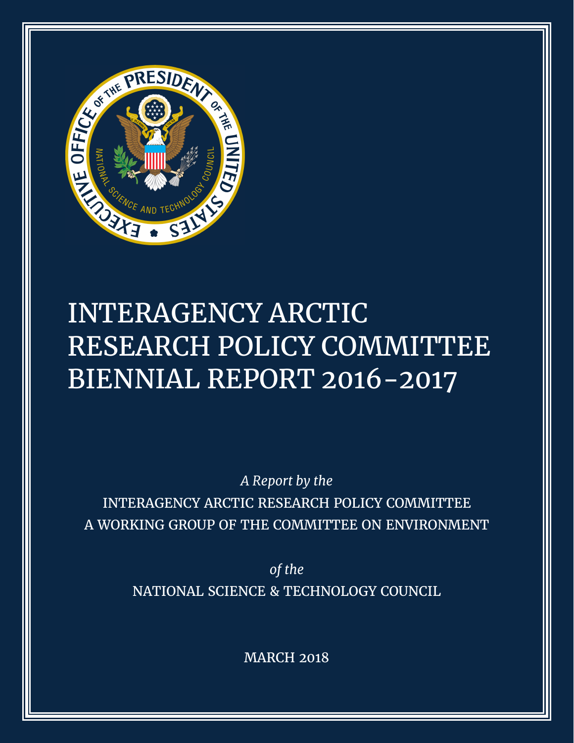# INTERAGENCY ARCTIC RESEARCH POLICY COMMITTEE BIENNIAL REPORT 2016–2017

*A Report by the*

INTERAGENCY ARCTIC RESEARCH POLICY COMMITTEE
A WORKING GROUP OF THE COMMITTEE ON ENVIRONMENT

*of the*

NATIONAL SCIENCE & TECHNOLOGY COUNCIL

MARCH 2018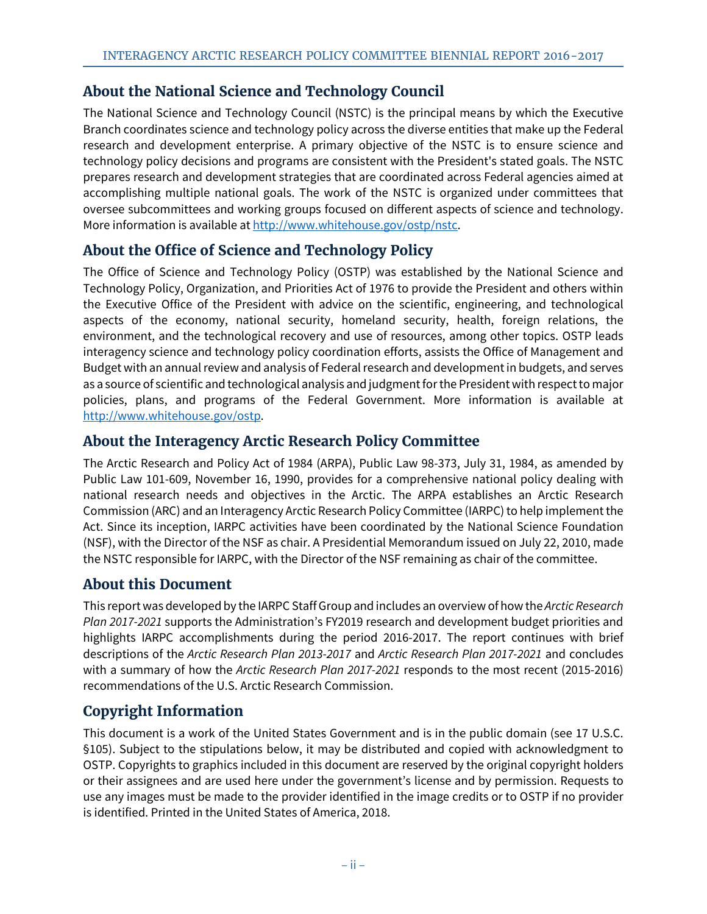## About the National Science and Technology Council

The National Science and Technology Council (NSTC) is the principal means by which the Executive Branch coordinates science and technology policy across the diverse entities that make up the Federal research and development enterprise. A primary objective of the NSTC is to ensure science and technology policy decisions and programs are consistent with the President's stated goals. The NSTC prepares research and development strategies that are coordinated across Federal agencies aimed at accomplishing multiple national goals. The work of the NSTC is organized under committees that oversee subcommittees and working groups focused on different aspects of science and technology. More information is available at http://www.whitehouse.gov/ostp/nstc.

## About the Office of Science and Technology Policy

The Office of Science and Technology Policy (OSTP) was established by the National Science and Technology Policy, Organization, and Priorities Act of 1976 to provide the President and others within the Executive Office of the President with advice on the scientific, engineering, and technological aspects of the economy, national security, homeland security, health, foreign relations, the environment, and the technological recovery and use of resources, among other topics. OSTP leads interagency science and technology policy coordination efforts, assists the Office of Management and Budget with an annual review and analysis of Federal research and development in budgets, and serves as a source of scientific and technological analysis and judgment for the President with respect to major policies, plans, and programs of the Federal Government. More information is available at http://www.whitehouse.gov/ostp.

## About the Interagency Arctic Research Policy Committee

The Arctic Research and Policy Act of 1984 (ARPA), Public Law 98-373, July 31, 1984, as amended by Public Law 101-609, November 16, 1990, provides for a comprehensive national policy dealing with national research needs and objectives in the Arctic. The ARPA establishes an Arctic Research Commission (ARC) and an Interagency Arctic Research Policy Committee (IARPC) to help implement the Act. Since its inception, IARPC activities have been coordinated by the National Science Foundation (NSF), with the Director of the NSF as chair. A Presidential Memorandum issued on July 22, 2010, made the NSTC responsible for IARPC, with the Director of the NSF remaining as chair of the committee.

## About this Document

This report was developed by the IARPC Staff Group and includes an overview of how the *Arctic Research Plan 2017-2021* supports the Administration's FY2019 research and development budget priorities and highlights IARPC accomplishments during the period 2016-2017. The report continues with brief descriptions of the *Arctic Research Plan 2013-2017* and *Arctic Research Plan 2017-2021* and concludes with a summary of how the *Arctic Research Plan 2017-2021* responds to the most recent (2015-2016) recommendations of the U.S. Arctic Research Commission.

## Copyright Information

This document is a work of the United States Government and is in the public domain (see 17 U.S.C. §105). Subject to the stipulations below, it may be distributed and copied with acknowledgment to OSTP. Copyrights to graphics included in this document are reserved by the original copyright holders or their assignees and are used here under the government's license and by permission. Requests to use any images must be made to the provider identified in the image credits or to OSTP if no provider is identified. Printed in the United States of America, 2018.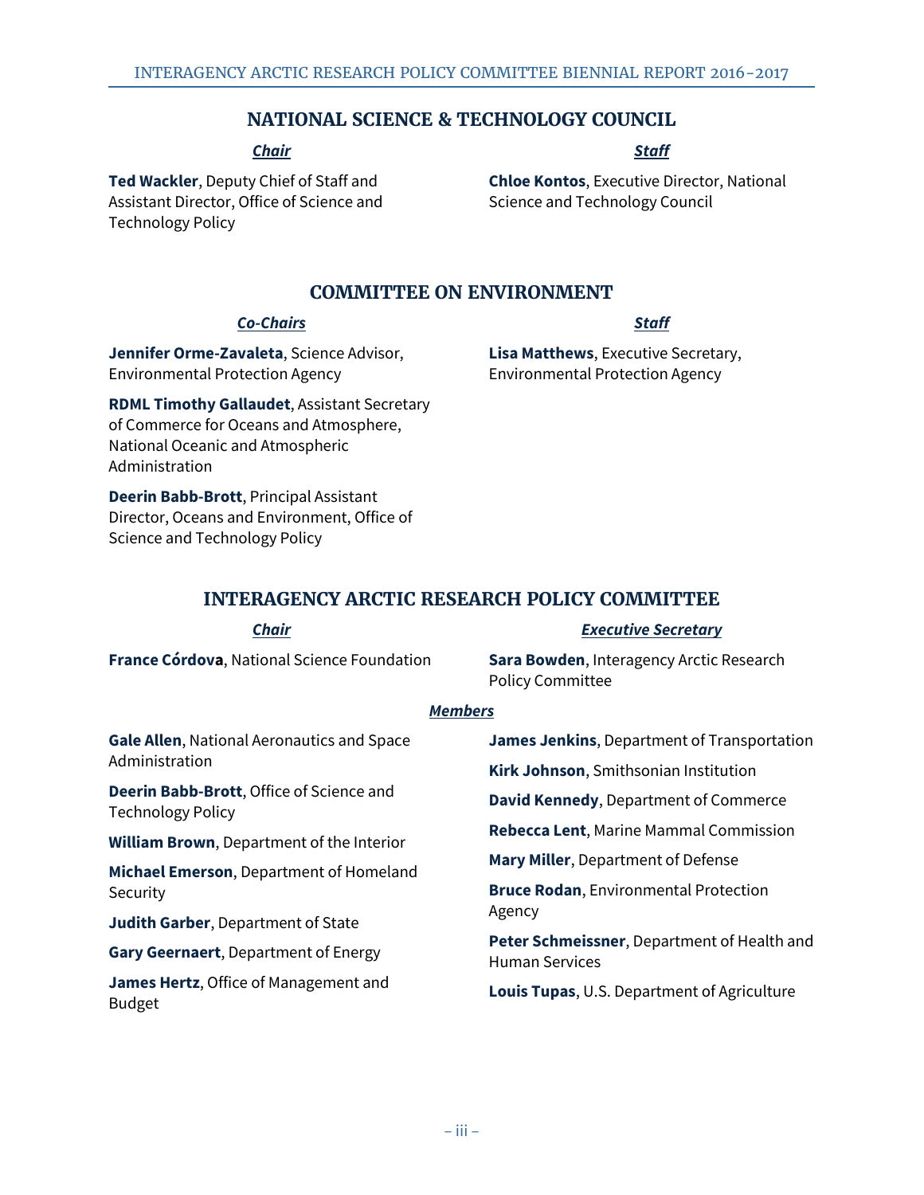## NATIONAL SCIENCE & TECHNOLOGY COUNCIL

***Chair***

**Ted Wackler**, Deputy Chief of Staff and Assistant Director, Office of Science and Technology Policy

***Staff***

**Chloe Kontos**, Executive Director, National Science and Technology Council

## COMMITTEE ON ENVIRONMENT

***Co-Chairs***

**Jennifer Orme-Zavaleta**, Science Advisor, Environmental Protection Agency

**RDML Timothy Gallaudet**, Assistant Secretary of Commerce for Oceans and Atmosphere, National Oceanic and Atmospheric Administration

**Deerin Babb-Brott**, Principal Assistant Director, Oceans and Environment, Office of Science and Technology Policy

***Staff***

**Lisa Matthews**, Executive Secretary, Environmental Protection Agency

## INTERAGENCY ARCTIC RESEARCH POLICY COMMITTEE

***Chair***

**France Córdova**, National Science Foundation

***Executive Secretary***

**Sara Bowden**, Interagency Arctic Research Policy Committee

***Members***

**Gale Allen**, National Aeronautics and Space Administration

**Deerin Babb-Brott**, Office of Science and Technology Policy

**William Brown**, Department of the Interior

**Michael Emerson**, Department of Homeland Security

**Judith Garber**, Department of State

**Gary Geernaert**, Department of Energy

**James Hertz**, Office of Management and Budget

**James Jenkins**, Department of Transportation

**Kirk Johnson**, Smithsonian Institution

**David Kennedy**, Department of Commerce

**Rebecca Lent**, Marine Mammal Commission

**Mary Miller**, Department of Defense

**Bruce Rodan**, Environmental Protection Agency

**Peter Schmeissner**, Department of Health and Human Services

**Louis Tupas**, U.S. Department of Agriculture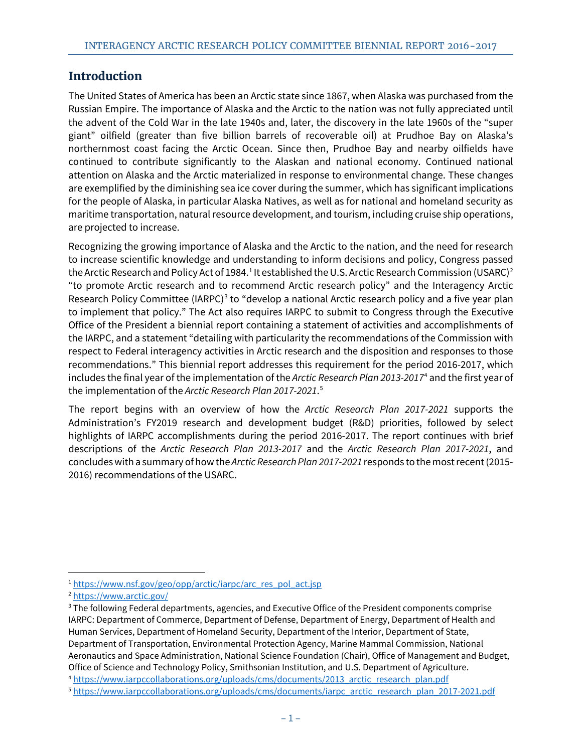## Introduction

The United States of America has been an Arctic state since 1867, when Alaska was purchased from the Russian Empire. The importance of Alaska and the Arctic to the nation was not fully appreciated until the advent of the Cold War in the late 1940s and, later, the discovery in the late 1960s of the "super giant" oilfield (greater than five billion barrels of recoverable oil) at Prudhoe Bay on Alaska's northernmost coast facing the Arctic Ocean. Since then, Prudhoe Bay and nearby oilfields have continued to contribute significantly to the Alaskan and national economy. Continued national attention on Alaska and the Arctic materialized in response to environmental change. These changes are exemplified by the diminishing sea ice cover during the summer, which has significant implications for the people of Alaska, in particular Alaska Natives, as well as for national and homeland security as maritime transportation, natural resource development, and tourism, including cruise ship operations, are projected to increase.

Recognizing the growing importance of Alaska and the Arctic to the nation, and the need for research to increase scientific knowledge and understanding to inform decisions and policy, Congress passed the Arctic Research and Policy Act of 1984.[1] It established the U.S. Arctic Research Commission (USARC)[2] "to promote Arctic research and to recommend Arctic research policy" and the Interagency Arctic Research Policy Committee (IARPC)[3] to "develop a national Arctic research policy and a five year plan to implement that policy." The Act also requires IARPC to submit to Congress through the Executive Office of the President a biennial report containing a statement of activities and accomplishments of the IARPC, and a statement "detailing with particularity the recommendations of the Commission with respect to Federal interagency activities in Arctic research and the disposition and responses to those recommendations." This biennial report addresses this requirement for the period 2016-2017, which includes the final year of the implementation of the *Arctic Research Plan 2013-2017*[4] and the first year of the implementation of the *Arctic Research Plan 2017-2021*.[5]

The report begins with an overview of how the *Arctic Research Plan 2017-2021* supports the Administration's FY2019 research and development budget (R&D) priorities, followed by select highlights of IARPC accomplishments during the period 2016-2017. The report continues with brief descriptions of the *Arctic Research Plan 2013-2017* and the *Arctic Research Plan 2017-2021*, and concludes with a summary of how the *Arctic Research Plan 2017-2021* responds to the most recent (2015-2016) recommendations of the USARC.

---

[1] https://www.nsf.gov/geo/opp/arctic/iarpc/arc_res_pol_act.jsp

[2] https://www.arctic.gov/

[3] The following Federal departments, agencies, and Executive Office of the President components comprise IARPC: Department of Commerce, Department of Defense, Department of Energy, Department of Health and Human Services, Department of Homeland Security, Department of the Interior, Department of State, Department of Transportation, Environmental Protection Agency, Marine Mammal Commission, National Aeronautics and Space Administration, National Science Foundation (Chair), Office of Management and Budget, Office of Science and Technology Policy, Smithsonian Institution, and U.S. Department of Agriculture.

[4] https://www.iarpccollaborations.org/uploads/cms/documents/2013_arctic_research_plan.pdf

[5] https://www.iarpccollaborations.org/uploads/cms/documents/iarpc_arctic_research_plan_2017-2021.pdf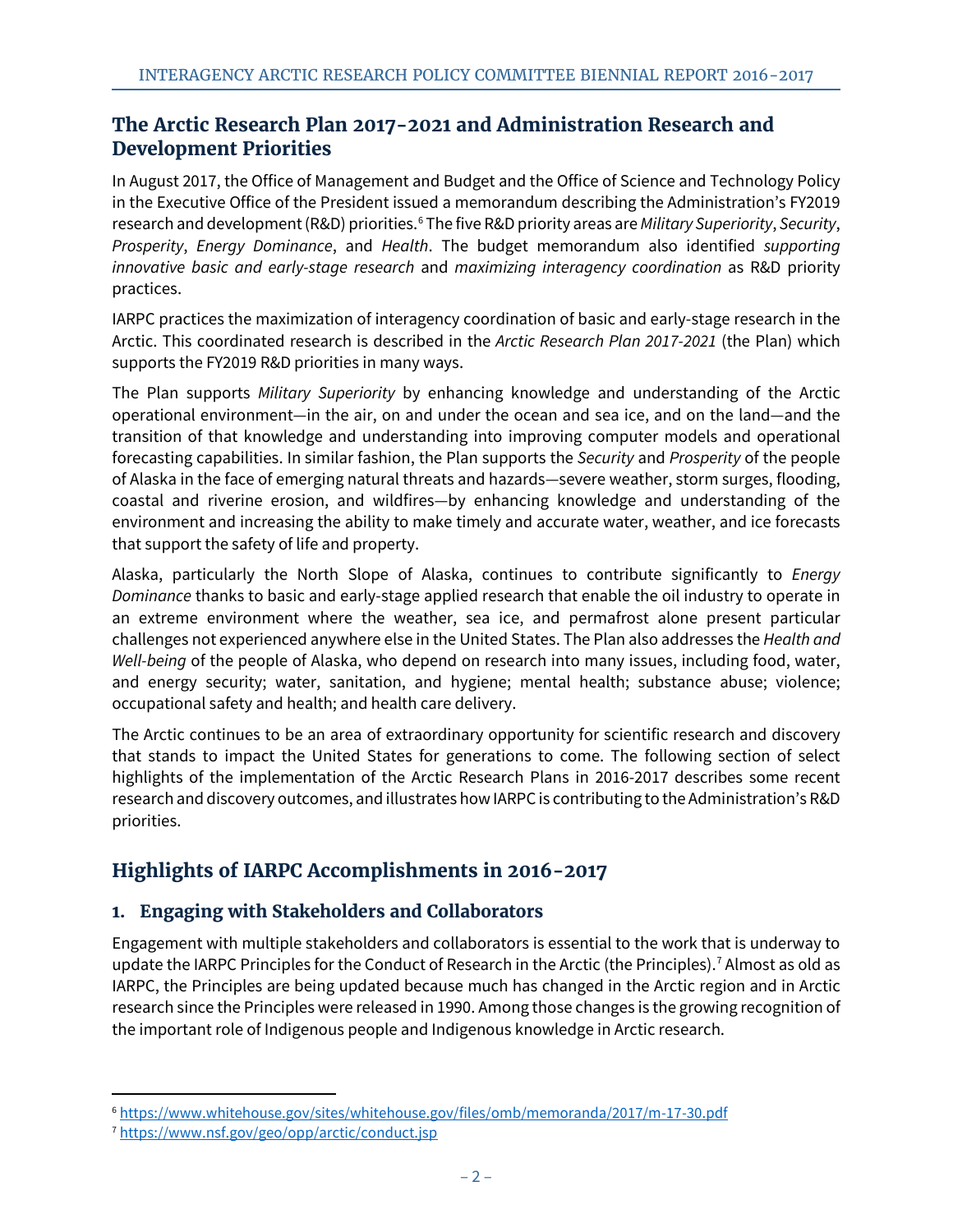## The Arctic Research Plan 2017-2021 and Administration Research and Development Priorities

In August 2017, the Office of Management and Budget and the Office of Science and Technology Policy in the Executive Office of the President issued a memorandum describing the Administration's FY2019 research and development (R&D) priorities.[6] The five R&D priority areas are *Military Superiority*, *Security*, *Prosperity*, *Energy Dominance*, and *Health*. The budget memorandum also identified *supporting innovative basic and early-stage research* and *maximizing interagency coordination* as R&D priority practices.

IARPC practices the maximization of interagency coordination of basic and early-stage research in the Arctic. This coordinated research is described in the *Arctic Research Plan 2017-2021* (the Plan) which supports the FY2019 R&D priorities in many ways.

The Plan supports *Military Superiority* by enhancing knowledge and understanding of the Arctic operational environment—in the air, on and under the ocean and sea ice, and on the land—and the transition of that knowledge and understanding into improving computer models and operational forecasting capabilities. In similar fashion, the Plan supports the *Security* and *Prosperity* of the people of Alaska in the face of emerging natural threats and hazards—severe weather, storm surges, flooding, coastal and riverine erosion, and wildfires—by enhancing knowledge and understanding of the environment and increasing the ability to make timely and accurate water, weather, and ice forecasts that support the safety of life and property.

Alaska, particularly the North Slope of Alaska, continues to contribute significantly to *Energy Dominance* thanks to basic and early-stage applied research that enable the oil industry to operate in an extreme environment where the weather, sea ice, and permafrost alone present particular challenges not experienced anywhere else in the United States. The Plan also addresses the *Health and Well-being* of the people of Alaska, who depend on research into many issues, including food, water, and energy security; water, sanitation, and hygiene; mental health; substance abuse; violence; occupational safety and health; and health care delivery.

The Arctic continues to be an area of extraordinary opportunity for scientific research and discovery that stands to impact the United States for generations to come. The following section of select highlights of the implementation of the Arctic Research Plans in 2016-2017 describes some recent research and discovery outcomes, and illustrates how IARPC is contributing to the Administration's R&D priorities.

## Highlights of IARPC Accomplishments in 2016-2017

### 1. Engaging with Stakeholders and Collaborators

Engagement with multiple stakeholders and collaborators is essential to the work that is underway to update the IARPC Principles for the Conduct of Research in the Arctic (the Principles).[7] Almost as old as IARPC, the Principles are being updated because much has changed in the Arctic region and in Arctic research since the Principles were released in 1990. Among those changes is the growing recognition of the important role of Indigenous people and Indigenous knowledge in Arctic research.

---

[6] https://www.whitehouse.gov/sites/whitehouse.gov/files/omb/memoranda/2017/m-17-30.pdf

[7] https://www.nsf.gov/geo/opp/arctic/conduct.jsp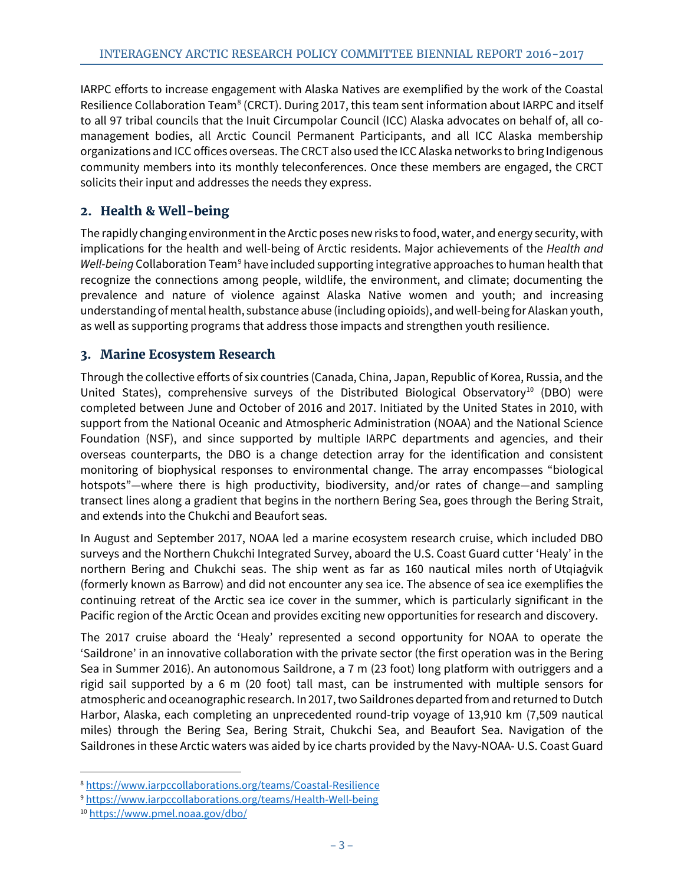IARPC efforts to increase engagement with Alaska Natives are exemplified by the work of the Coastal Resilience Collaboration Team[8] (CRCT). During 2017, this team sent information about IARPC and itself to all 97 tribal councils that the Inuit Circumpolar Council (ICC) Alaska advocates on behalf of, all co-management bodies, all Arctic Council Permanent Participants, and all ICC Alaska membership organizations and ICC offices overseas. The CRCT also used the ICC Alaska networks to bring Indigenous community members into its monthly teleconferences. Once these members are engaged, the CRCT solicits their input and addresses the needs they express.

## 2. Health & Well-being

The rapidly changing environment in the Arctic poses new risks to food, water, and energy security, with implications for the health and well-being of Arctic residents. Major achievements of the *Health and Well-being* Collaboration Team[9] have included supporting integrative approaches to human health that recognize the connections among people, wildlife, the environment, and climate; documenting the prevalence and nature of violence against Alaska Native women and youth; and increasing understanding of mental health, substance abuse (including opioids), and well-being for Alaskan youth, as well as supporting programs that address those impacts and strengthen youth resilience.

## 3. Marine Ecosystem Research

Through the collective efforts of six countries (Canada, China, Japan, Republic of Korea, Russia, and the United States), comprehensive surveys of the Distributed Biological Observatory[10] (DBO) were completed between June and October of 2016 and 2017. Initiated by the United States in 2010, with support from the National Oceanic and Atmospheric Administration (NOAA) and the National Science Foundation (NSF), and since supported by multiple IARPC departments and agencies, and their overseas counterparts, the DBO is a change detection array for the identification and consistent monitoring of biophysical responses to environmental change. The array encompasses "biological hotspots"—where there is high productivity, biodiversity, and/or rates of change—and sampling transect lines along a gradient that begins in the northern Bering Sea, goes through the Bering Strait, and extends into the Chukchi and Beaufort seas.

In August and September 2017, NOAA led a marine ecosystem research cruise, which included DBO surveys and the Northern Chukchi Integrated Survey, aboard the U.S. Coast Guard cutter 'Healy' in the northern Bering and Chukchi seas. The ship went as far as 160 nautical miles north of Utqiaġvik (formerly known as Barrow) and did not encounter any sea ice. The absence of sea ice exemplifies the continuing retreat of the Arctic sea ice cover in the summer, which is particularly significant in the Pacific region of the Arctic Ocean and provides exciting new opportunities for research and discovery.

The 2017 cruise aboard the 'Healy' represented a second opportunity for NOAA to operate the 'Saildrone' in an innovative collaboration with the private sector (the first operation was in the Bering Sea in Summer 2016). An autonomous Saildrone, a 7 m (23 foot) long platform with outriggers and a rigid sail supported by a 6 m (20 foot) tall mast, can be instrumented with multiple sensors for atmospheric and oceanographic research. In 2017, two Saildrones departed from and returned to Dutch Harbor, Alaska, each completing an unprecedented round-trip voyage of 13,910 km (7,509 nautical miles) through the Bering Sea, Bering Strait, Chukchi Sea, and Beaufort Sea. Navigation of the Saildrones in these Arctic waters was aided by ice charts provided by the Navy-NOAA- U.S. Coast Guard

---

[8] https://www.iarpccollaborations.org/teams/Coastal-Resilience

[9] https://www.iarpccollaborations.org/teams/Health-Well-being

[10] https://www.pmel.noaa.gov/dbo/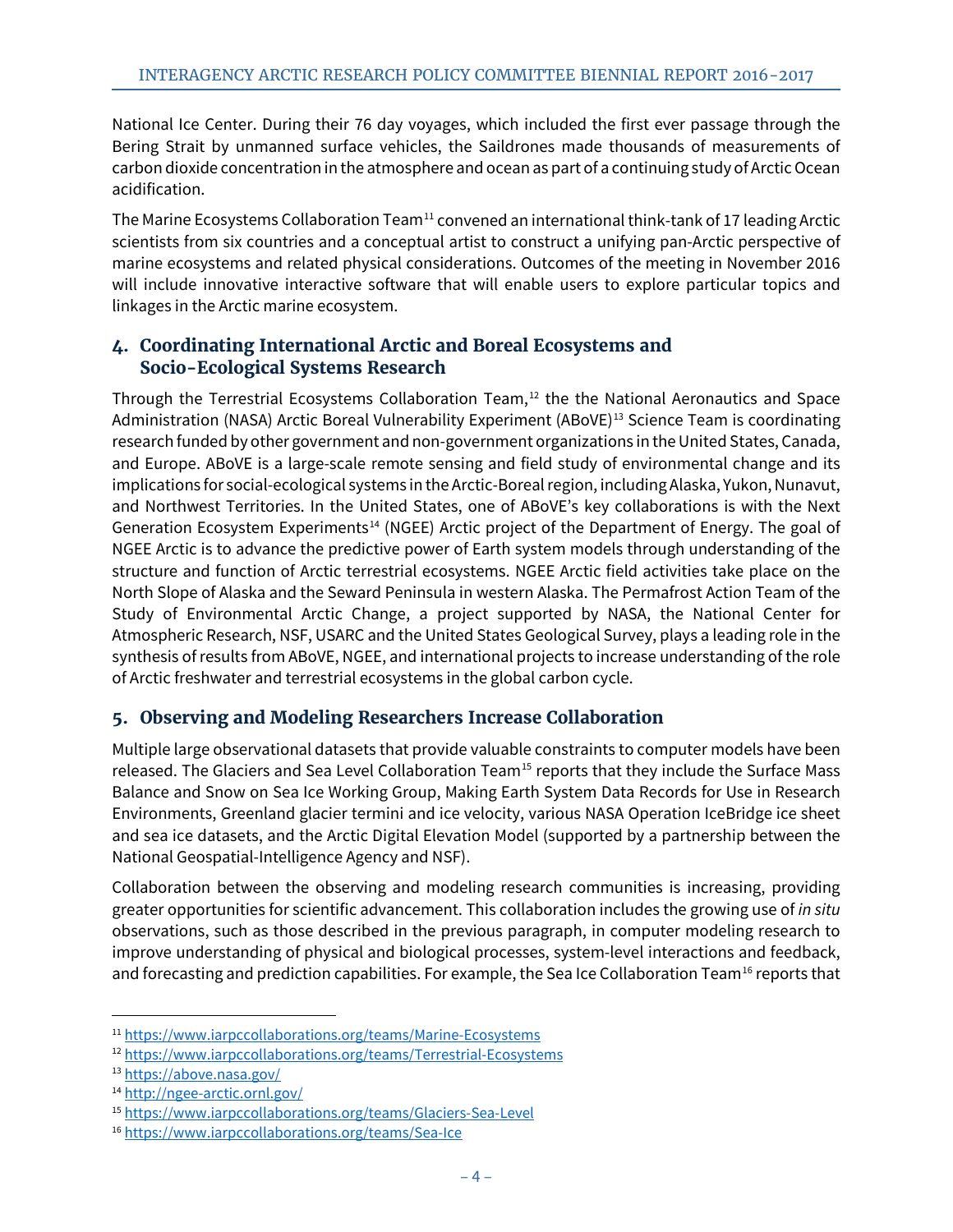National Ice Center. During their 76 day voyages, which included the first ever passage through the Bering Strait by unmanned surface vehicles, the Saildrones made thousands of measurements of carbon dioxide concentration in the atmosphere and ocean as part of a continuing study of Arctic Ocean acidification.

The Marine Ecosystems Collaboration Team[11] convened an international think-tank of 17 leading Arctic scientists from six countries and a conceptual artist to construct a unifying pan-Arctic perspective of marine ecosystems and related physical considerations. Outcomes of the meeting in November 2016 will include innovative interactive software that will enable users to explore particular topics and linkages in the Arctic marine ecosystem.

## 4. Coordinating International Arctic and Boreal Ecosystems and Socio-Ecological Systems Research

Through the Terrestrial Ecosystems Collaboration Team,[12] the the National Aeronautics and Space Administration (NASA) Arctic Boreal Vulnerability Experiment (ABoVE)[13] Science Team is coordinating research funded by other government and non-government organizations in the United States, Canada, and Europe. ABoVE is a large-scale remote sensing and field study of environmental change and its implications for social-ecological systems in the Arctic-Boreal region, including Alaska, Yukon, Nunavut, and Northwest Territories. In the United States, one of ABoVE's key collaborations is with the Next Generation Ecosystem Experiments[14] (NGEE) Arctic project of the Department of Energy. The goal of NGEE Arctic is to advance the predictive power of Earth system models through understanding of the structure and function of Arctic terrestrial ecosystems. NGEE Arctic field activities take place on the North Slope of Alaska and the Seward Peninsula in western Alaska. The Permafrost Action Team of the Study of Environmental Arctic Change, a project supported by NASA, the National Center for Atmospheric Research, NSF, USARC and the United States Geological Survey, plays a leading role in the synthesis of results from ABoVE, NGEE, and international projects to increase understanding of the role of Arctic freshwater and terrestrial ecosystems in the global carbon cycle.

## 5. Observing and Modeling Researchers Increase Collaboration

Multiple large observational datasets that provide valuable constraints to computer models have been released. The Glaciers and Sea Level Collaboration Team[15] reports that they include the Surface Mass Balance and Snow on Sea Ice Working Group, Making Earth System Data Records for Use in Research Environments, Greenland glacier termini and ice velocity, various NASA Operation IceBridge ice sheet and sea ice datasets, and the Arctic Digital Elevation Model (supported by a partnership between the National Geospatial-Intelligence Agency and NSF).

Collaboration between the observing and modeling research communities is increasing, providing greater opportunities for scientific advancement. This collaboration includes the growing use of *in situ* observations, such as those described in the previous paragraph, in computer modeling research to improve understanding of physical and biological processes, system-level interactions and feedback, and forecasting and prediction capabilities. For example, the Sea Ice Collaboration Team[16] reports that

---

[11] https://www.iarpccollaborations.org/teams/Marine-Ecosystems

[12] https://www.iarpccollaborations.org/teams/Terrestrial-Ecosystems

[13] https://above.nasa.gov/

[14] http://ngee-arctic.ornl.gov/

[15] https://www.iarpccollaborations.org/teams/Glaciers-Sea-Level

[16] https://www.iarpccollaborations.org/teams/Sea-Ice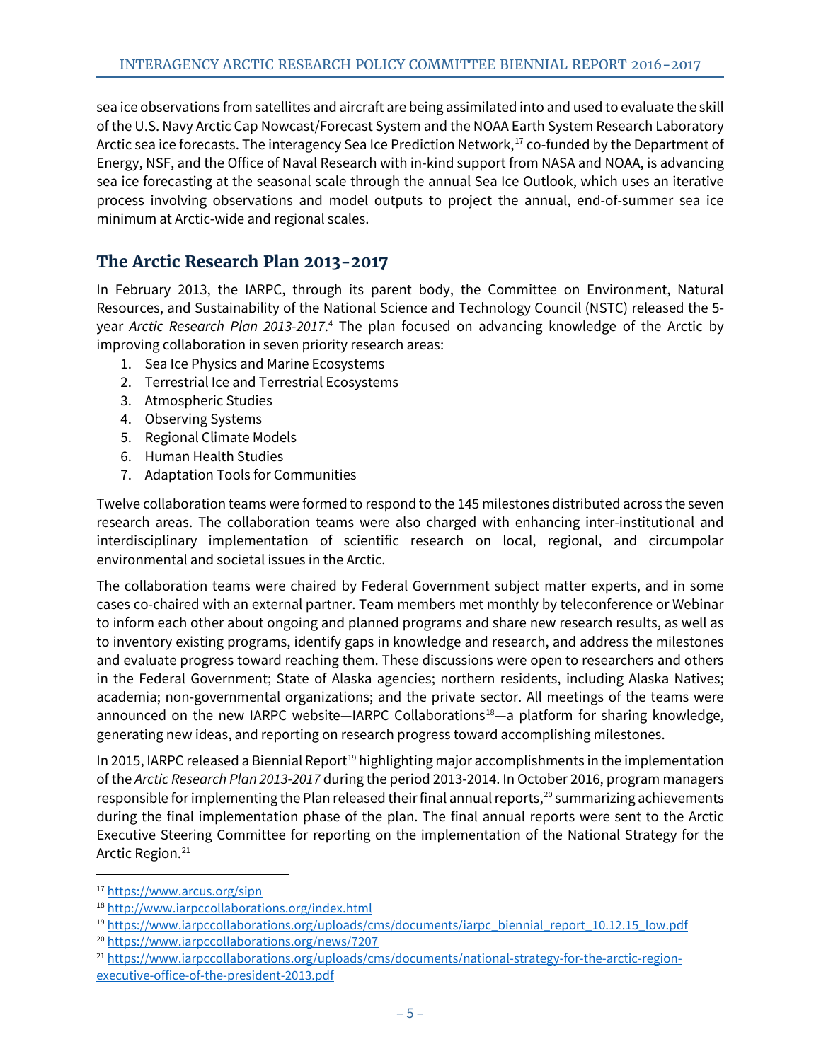sea ice observations from satellites and aircraft are being assimilated into and used to evaluate the skill of the U.S. Navy Arctic Cap Nowcast/Forecast System and the NOAA Earth System Research Laboratory Arctic sea ice forecasts. The interagency Sea Ice Prediction Network,[17] co-funded by the Department of Energy, NSF, and the Office of Naval Research with in-kind support from NASA and NOAA, is advancing sea ice forecasting at the seasonal scale through the annual Sea Ice Outlook, which uses an iterative process involving observations and model outputs to project the annual, end-of-summer sea ice minimum at Arctic-wide and regional scales.

## The Arctic Research Plan 2013-2017

In February 2013, the IARPC, through its parent body, the Committee on Environment, Natural Resources, and Sustainability of the National Science and Technology Council (NSTC) released the 5-year *Arctic Research Plan 2013-2017*.[4] The plan focused on advancing knowledge of the Arctic by improving collaboration in seven priority research areas:

1. Sea Ice Physics and Marine Ecosystems
2. Terrestrial Ice and Terrestrial Ecosystems
3. Atmospheric Studies
4. Observing Systems
5. Regional Climate Models
6. Human Health Studies
7. Adaptation Tools for Communities

Twelve collaboration teams were formed to respond to the 145 milestones distributed across the seven research areas. The collaboration teams were also charged with enhancing inter-institutional and interdisciplinary implementation of scientific research on local, regional, and circumpolar environmental and societal issues in the Arctic.

The collaboration teams were chaired by Federal Government subject matter experts, and in some cases co-chaired with an external partner. Team members met monthly by teleconference or Webinar to inform each other about ongoing and planned programs and share new research results, as well as to inventory existing programs, identify gaps in knowledge and research, and address the milestones and evaluate progress toward reaching them. These discussions were open to researchers and others in the Federal Government; State of Alaska agencies; northern residents, including Alaska Natives; academia; non-governmental organizations; and the private sector. All meetings of the teams were announced on the new IARPC website—IARPC Collaborations[18]—a platform for sharing knowledge, generating new ideas, and reporting on research progress toward accomplishing milestones.

In 2015, IARPC released a Biennial Report[19] highlighting major accomplishments in the implementation of the *Arctic Research Plan 2013-2017* during the period 2013-2014. In October 2016, program managers responsible for implementing the Plan released their final annual reports,[20] summarizing achievements during the final implementation phase of the plan. The final annual reports were sent to the Arctic Executive Steering Committee for reporting on the implementation of the National Strategy for the Arctic Region.[21]

---

[17] https://www.arcus.org/sipn

[18] http://www.iarpccollaborations.org/index.html

[19] https://www.iarpccollaborations.org/uploads/cms/documents/iarpc_biennial_report_10.12.15_low.pdf

[20] https://www.iarpccollaborations.org/news/7207

[21] https://www.iarpccollaborations.org/uploads/cms/documents/national-strategy-for-the-arctic-region-executive-office-of-the-president-2013.pdf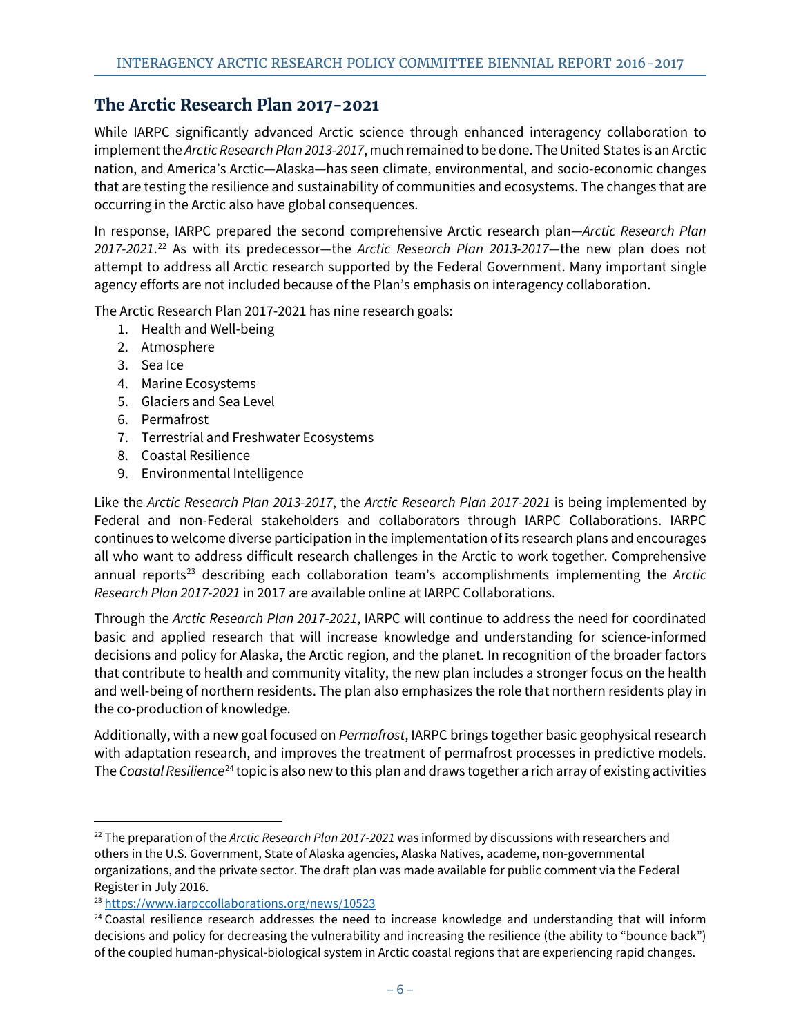## The Arctic Research Plan 2017-2021

While IARPC significantly advanced Arctic science through enhanced interagency collaboration to implement the *Arctic Research Plan 2013-2017*, much remained to be done. The United States is an Arctic nation, and America's Arctic—Alaska—has seen climate, environmental, and socio-economic changes that are testing the resilience and sustainability of communities and ecosystems. The changes that are occurring in the Arctic also have global consequences.

In response, IARPC prepared the second comprehensive Arctic research plan—*Arctic Research Plan 2017-2021*.[22] As with its predecessor—the *Arctic Research Plan 2013-2017*—the new plan does not attempt to address all Arctic research supported by the Federal Government. Many important single agency efforts are not included because of the Plan's emphasis on interagency collaboration.

The Arctic Research Plan 2017-2021 has nine research goals:

1. Health and Well-being
2. Atmosphere
3. Sea Ice
4. Marine Ecosystems
5. Glaciers and Sea Level
6. Permafrost
7. Terrestrial and Freshwater Ecosystems
8. Coastal Resilience
9. Environmental Intelligence

Like the *Arctic Research Plan 2013-2017*, the *Arctic Research Plan 2017-2021* is being implemented by Federal and non-Federal stakeholders and collaborators through IARPC Collaborations. IARPC continues to welcome diverse participation in the implementation of its research plans and encourages all who want to address difficult research challenges in the Arctic to work together. Comprehensive annual reports[23] describing each collaboration team's accomplishments implementing the *Arctic Research Plan 2017-2021* in 2017 are available online at IARPC Collaborations.

Through the *Arctic Research Plan 2017-2021*, IARPC will continue to address the need for coordinated basic and applied research that will increase knowledge and understanding for science-informed decisions and policy for Alaska, the Arctic region, and the planet. In recognition of the broader factors that contribute to health and community vitality, the new plan includes a stronger focus on the health and well-being of northern residents. The plan also emphasizes the role that northern residents play in the co-production of knowledge.

Additionally, with a new goal focused on *Permafrost*, IARPC brings together basic geophysical research with adaptation research, and improves the treatment of permafrost processes in predictive models. The *Coastal Resilience*[24] topic is also new to this plan and draws together a rich array of existing activities

---

[22] The preparation of the *Arctic Research Plan 2017-2021* was informed by discussions with researchers and others in the U.S. Government, State of Alaska agencies, Alaska Natives, academe, non-governmental organizations, and the private sector. The draft plan was made available for public comment via the Federal Register in July 2016.

[23] https://www.iarpccollaborations.org/news/10523

[24] Coastal resilience research addresses the need to increase knowledge and understanding that will inform decisions and policy for decreasing the vulnerability and increasing the resilience (the ability to "bounce back") of the coupled human-physical-biological system in Arctic coastal regions that are experiencing rapid changes.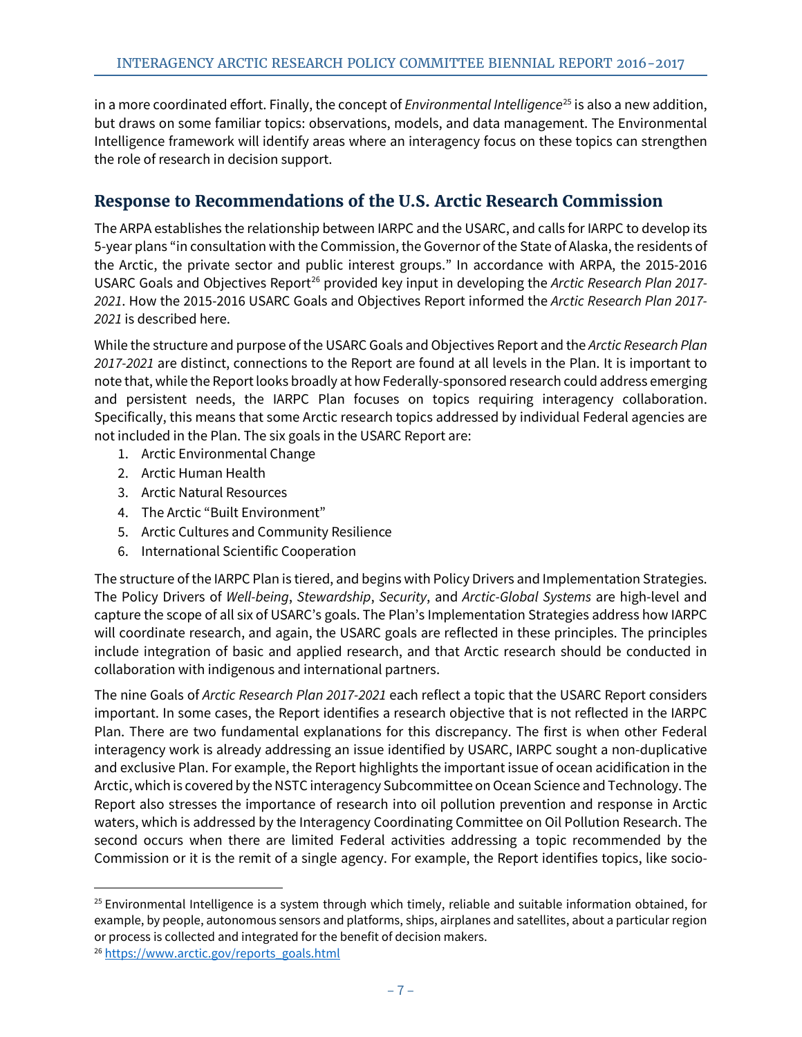in a more coordinated effort. Finally, the concept of *Environmental Intelligence*[25] is also a new addition, but draws on some familiar topics: observations, models, and data management. The Environmental Intelligence framework will identify areas where an interagency focus on these topics can strengthen the role of research in decision support.

## Response to Recommendations of the U.S. Arctic Research Commission

The ARPA establishes the relationship between IARPC and the USARC, and calls for IARPC to develop its 5-year plans "in consultation with the Commission, the Governor of the State of Alaska, the residents of the Arctic, the private sector and public interest groups." In accordance with ARPA, the 2015-2016 USARC Goals and Objectives Report[26] provided key input in developing the *Arctic Research Plan 2017-2021*. How the 2015-2016 USARC Goals and Objectives Report informed the *Arctic Research Plan 2017-2021* is described here.

While the structure and purpose of the USARC Goals and Objectives Report and the *Arctic Research Plan 2017-2021* are distinct, connections to the Report are found at all levels in the Plan. It is important to note that, while the Report looks broadly at how Federally-sponsored research could address emerging and persistent needs, the IARPC Plan focuses on topics requiring interagency collaboration. Specifically, this means that some Arctic research topics addressed by individual Federal agencies are not included in the Plan. The six goals in the USARC Report are:

1. Arctic Environmental Change
2. Arctic Human Health
3. Arctic Natural Resources
4. The Arctic "Built Environment"
5. Arctic Cultures and Community Resilience
6. International Scientific Cooperation

The structure of the IARPC Plan is tiered, and begins with Policy Drivers and Implementation Strategies. The Policy Drivers of *Well-being*, *Stewardship*, *Security*, and *Arctic-Global Systems* are high-level and capture the scope of all six of USARC's goals. The Plan's Implementation Strategies address how IARPC will coordinate research, and again, the USARC goals are reflected in these principles. The principles include integration of basic and applied research, and that Arctic research should be conducted in collaboration with indigenous and international partners.

The nine Goals of *Arctic Research Plan 2017-2021* each reflect a topic that the USARC Report considers important. In some cases, the Report identifies a research objective that is not reflected in the IARPC Plan. There are two fundamental explanations for this discrepancy. The first is when other Federal interagency work is already addressing an issue identified by USARC, IARPC sought a non-duplicative and exclusive Plan. For example, the Report highlights the important issue of ocean acidification in the Arctic, which is covered by the NSTC interagency Subcommittee on Ocean Science and Technology. The Report also stresses the importance of research into oil pollution prevention and response in Arctic waters, which is addressed by the Interagency Coordinating Committee on Oil Pollution Research. The second occurs when there are limited Federal activities addressing a topic recommended by the Commission or it is the remit of a single agency. For example, the Report identifies topics, like socio-

---

[25] Environmental Intelligence is a system through which timely, reliable and suitable information obtained, for example, by people, autonomous sensors and platforms, ships, airplanes and satellites, about a particular region or process is collected and integrated for the benefit of decision makers.

[26] https://www.arctic.gov/reports_goals.html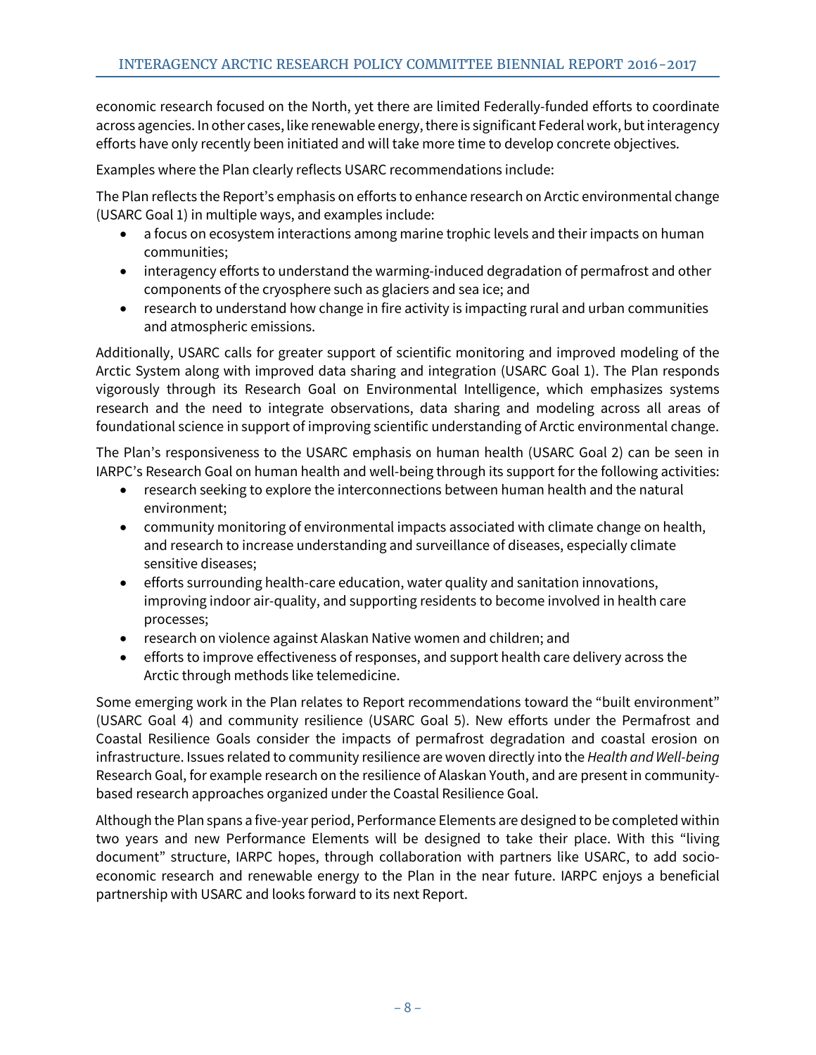economic research focused on the North, yet there are limited Federally-funded efforts to coordinate across agencies. In other cases, like renewable energy, there is significant Federal work, but interagency efforts have only recently been initiated and will take more time to develop concrete objectives.

Examples where the Plan clearly reflects USARC recommendations include:

The Plan reflects the Report's emphasis on efforts to enhance research on Arctic environmental change (USARC Goal 1) in multiple ways, and examples include:

- a focus on ecosystem interactions among marine trophic levels and their impacts on human communities;
- interagency efforts to understand the warming-induced degradation of permafrost and other components of the cryosphere such as glaciers and sea ice; and
- research to understand how change in fire activity is impacting rural and urban communities and atmospheric emissions.

Additionally, USARC calls for greater support of scientific monitoring and improved modeling of the Arctic System along with improved data sharing and integration (USARC Goal 1). The Plan responds vigorously through its Research Goal on Environmental Intelligence, which emphasizes systems research and the need to integrate observations, data sharing and modeling across all areas of foundational science in support of improving scientific understanding of Arctic environmental change.

The Plan's responsiveness to the USARC emphasis on human health (USARC Goal 2) can be seen in IARPC's Research Goal on human health and well-being through its support for the following activities:

- research seeking to explore the interconnections between human health and the natural environment;
- community monitoring of environmental impacts associated with climate change on health, and research to increase understanding and surveillance of diseases, especially climate sensitive diseases;
- efforts surrounding health-care education, water quality and sanitation innovations, improving indoor air-quality, and supporting residents to become involved in health care processes;
- research on violence against Alaskan Native women and children; and
- efforts to improve effectiveness of responses, and support health care delivery across the Arctic through methods like telemedicine.

Some emerging work in the Plan relates to Report recommendations toward the "built environment" (USARC Goal 4) and community resilience (USARC Goal 5). New efforts under the Permafrost and Coastal Resilience Goals consider the impacts of permafrost degradation and coastal erosion on infrastructure. Issues related to community resilience are woven directly into the *Health and Well-being* Research Goal, for example research on the resilience of Alaskan Youth, and are present in community-based research approaches organized under the Coastal Resilience Goal.

Although the Plan spans a five-year period, Performance Elements are designed to be completed within two years and new Performance Elements will be designed to take their place. With this "living document" structure, IARPC hopes, through collaboration with partners like USARC, to add socio-economic research and renewable energy to the Plan in the near future. IARPC enjoys a beneficial partnership with USARC and looks forward to its next Report.